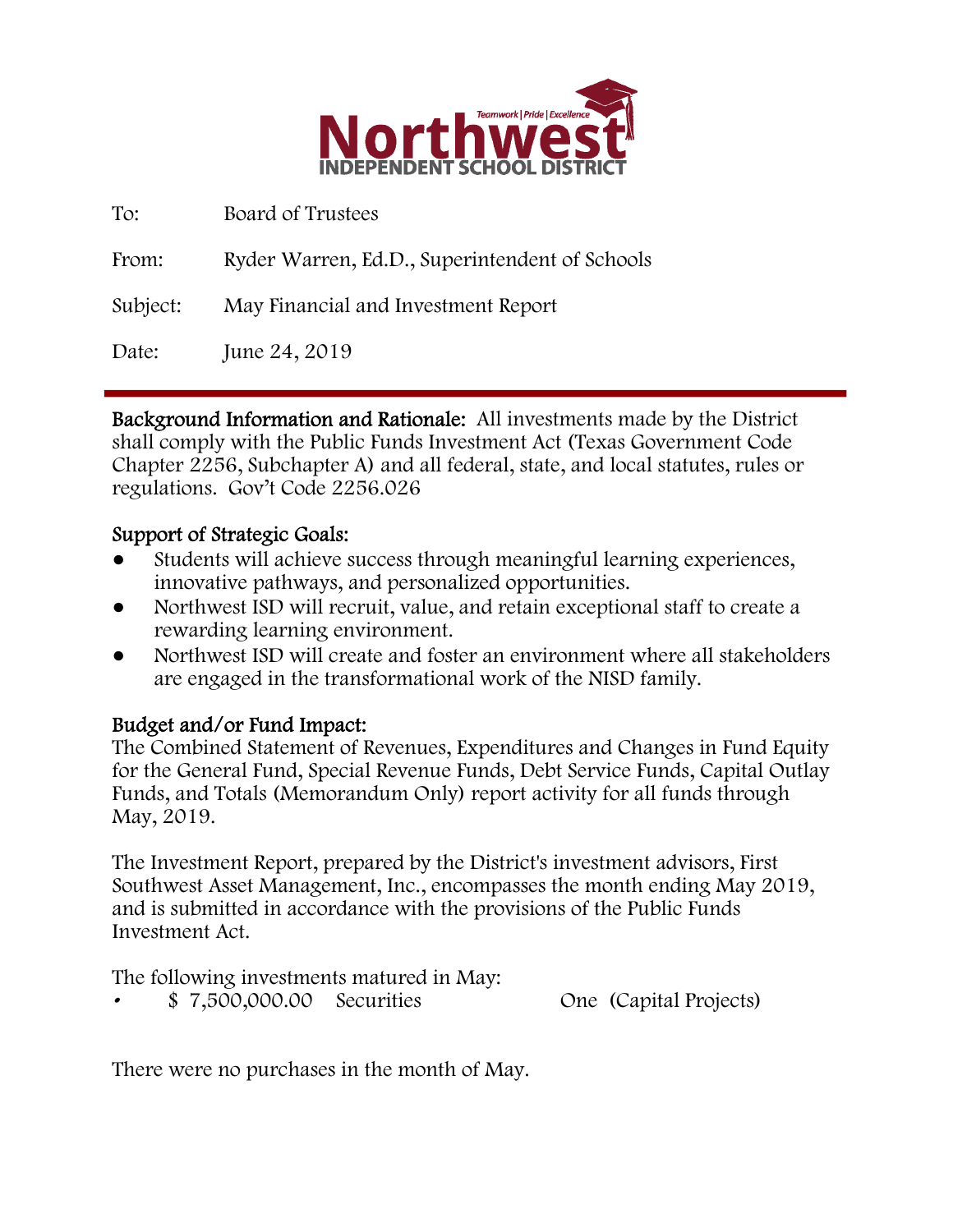# Northwest

Teamwork | Pride | Excellence

INDEPENDENT SCHOOL DISTRICT

To: Board of Trustees

From: Ryder Warren, Ed.D., Superintendent of Schools

Subject: May Financial and Investment Report

Date: June 24, 2019

---

**Background Information and Rationale:** All investments made by the District shall comply with the Public Funds Investment Act (Texas Government Code Chapter 2256, Subchapter A) and all federal, state, and local statutes, rules or regulations. Gov't Code 2256.026

**Support of Strategic Goals:**

- Students will achieve success through meaningful learning experiences, innovative pathways, and personalized opportunities.
- Northwest ISD will recruit, value, and retain exceptional staff to create a rewarding learning environment.
- Northwest ISD will create and foster an environment where all stakeholders are engaged in the transformational work of the NISD family.

**Budget and/or Fund Impact:**

The Combined Statement of Revenues, Expenditures and Changes in Fund Equity for the General Fund, Special Revenue Funds, Debt Service Funds, Capital Outlay Funds, and Totals (Memorandum Only) report activity for all funds through May, 2019.

The Investment Report, prepared by the District's investment advisors, First Southwest Asset Management, Inc., encompasses the month ending May 2019, and is submitted in accordance with the provisions of the Public Funds Investment Act.

The following investments matured in May:

- $ 7,500,000.00 Securities One (Capital Projects)

There were no purchases in the month of May.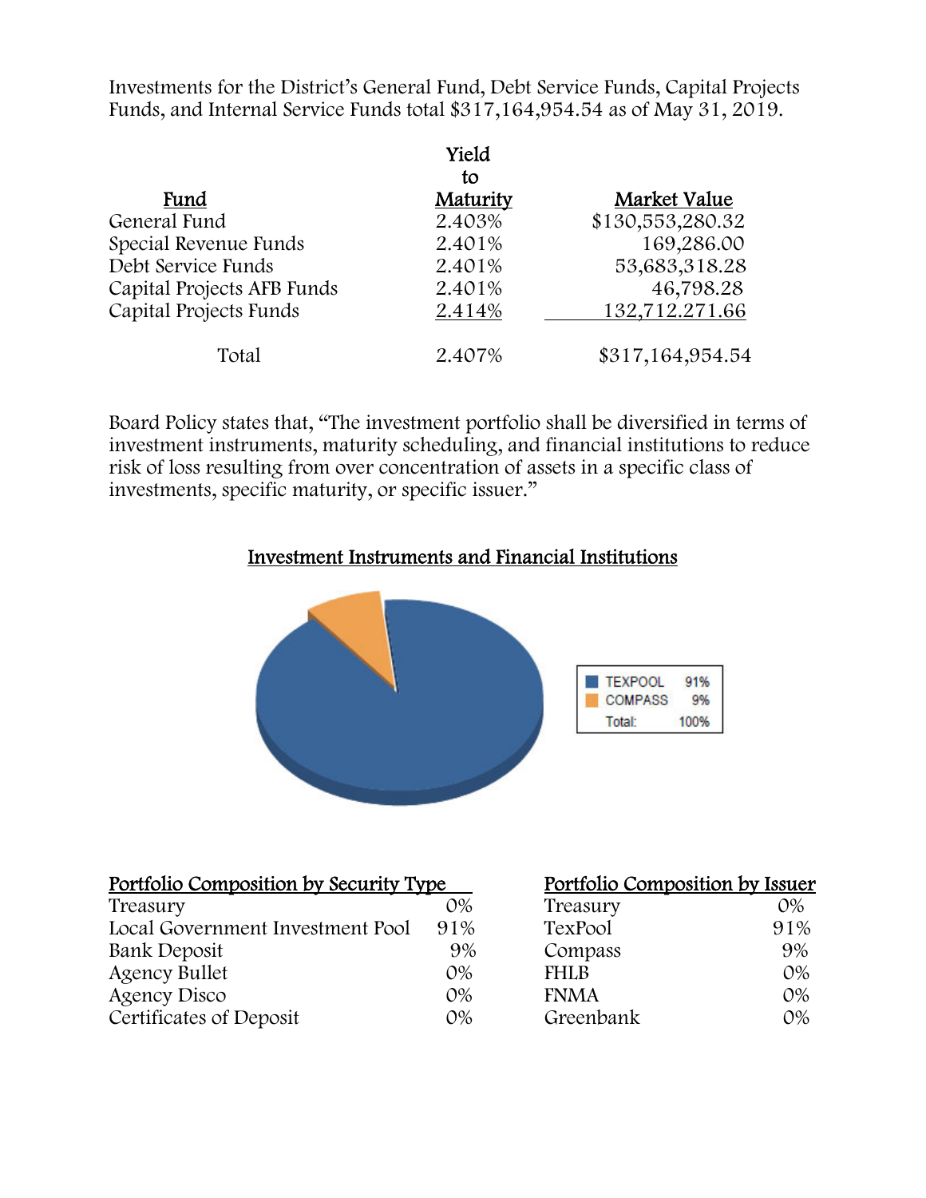Investments for the District's General Fund, Debt Service Funds, Capital Projects Funds, and Internal Service Funds total $317,164,954.54 as of May 31, 2019.

| Fund | Yield to Maturity | Market Value |
|---|---|---|
| General Fund | 2.403% | $130,553,280.32 |
| Special Revenue Funds | 2.401% | 169,286.00 |
| Debt Service Funds | 2.401% | 53,683,318.28 |
| Capital Projects AFB Funds | 2.401% | 46,798.28 |
| Capital Projects Funds | 2.414% | 132,712.271.66 |
| Total | 2.407% | $317,164,954.54 |

Board Policy states that, "The investment portfolio shall be diversified in terms of investment instruments, maturity scheduling, and financial institutions to reduce risk of loss resulting from over concentration of assets in a specific class of investments, specific maturity, or specific issuer."

## Investment Instruments and Financial Institutions

| | |
|---|---|
| TEXPOOL | 91% |
| COMPASS | 9% |
| Total: | 100% |

| Portfolio Composition by Security Type | |
|---|---|
| Treasury | 0% |
| Local Government Investment Pool | 91% |
| Bank Deposit | 9% |
| Agency Bullet | 0% |
| Agency Disco | 0% |
| Certificates of Deposit | 0% |

| Portfolio Composition by Issuer | |
|---|---|
| Treasury | 0% |
| TexPool | 91% |
| Compass | 9% |
| FHLB | 0% |
| FNMA | 0% |
| Greenbank | 0% |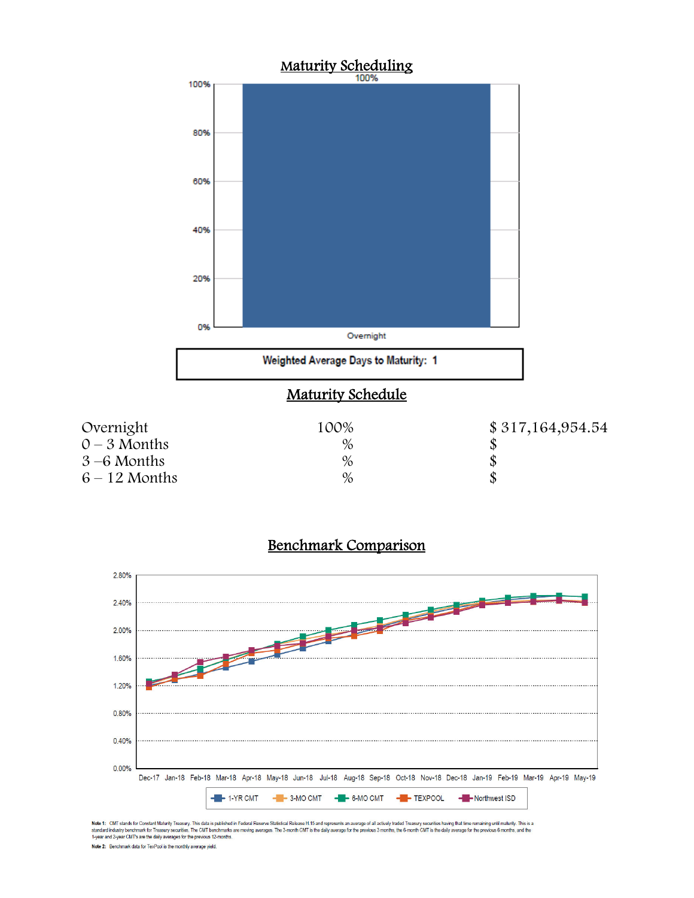## Maturity Scheduling

Weighted Average Days to Maturity: 1

## Maturity Schedule

| | | |
|---|---|---|
| Overnight | 100% | $ 317,164,954.54 |
| 0 – 3 Months | % | $ |
| 3 –6 Months | % | $ |
| 6 – 12 Months | % | $ |

## Benchmark Comparison

Note 1: CMT stands for Constant Maturity Treasury. This data is published in Federal Reserve Statistical Release H.15 and represents an average of all actively traded Treasury securities having that time remaining until maturity. This is a standard industry benchmark for Treasury securities. The CMT benchmarks are moving averages. The 3-month CMT is the daily average for the previous 3 months, the 6-month CMT is the daily average for the previous 6 months, and the 1-year and 2-year CMT's are the daily averages for the previous 12-months.

Note 2: Benchmark data for TexPool is the monthly average yield.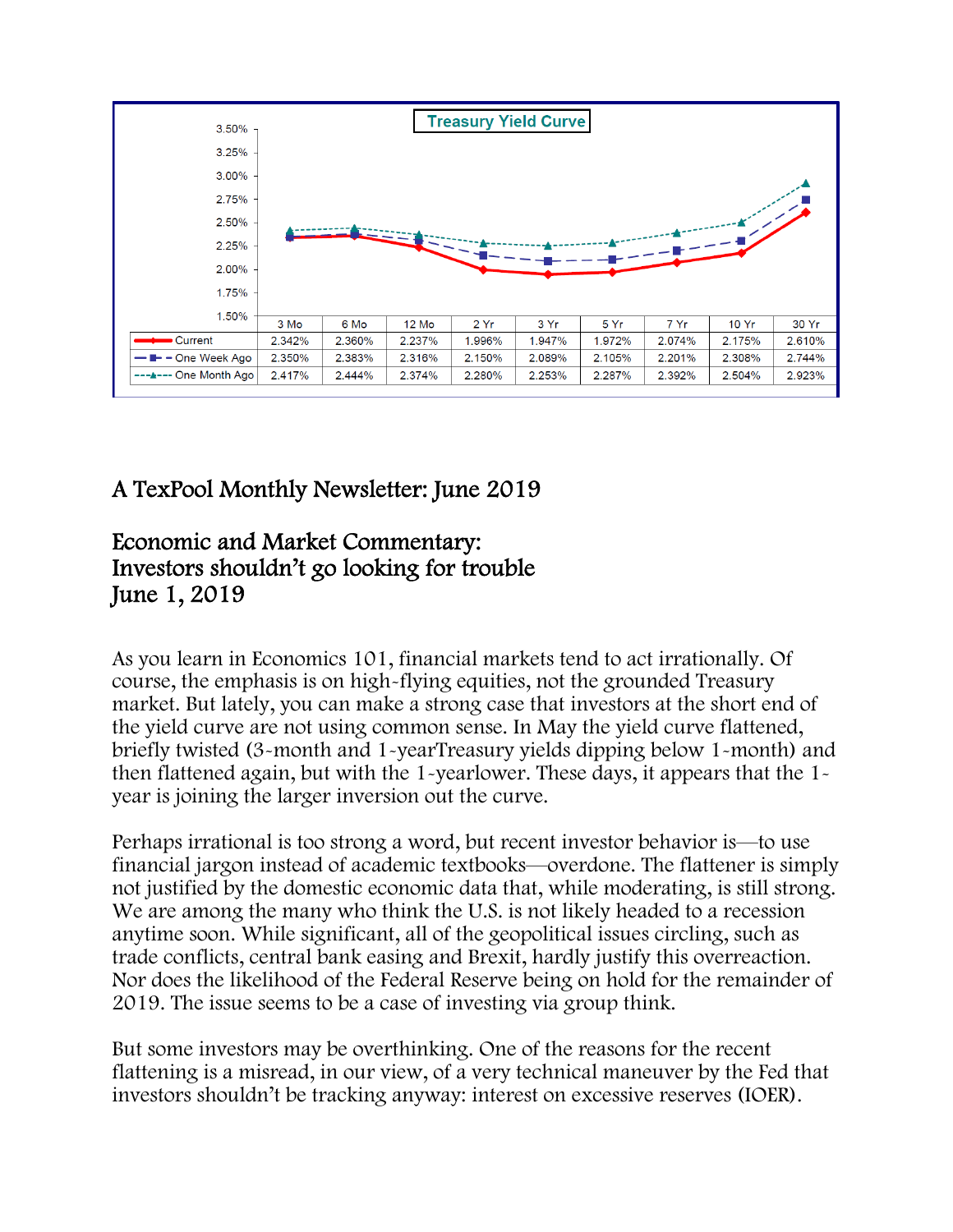**Treasury Yield Curve**

| | 3 Mo | 6 Mo | 12 Mo | 2 Yr | 3 Yr | 5 Yr | 7 Yr | 10 Yr | 30 Yr |
|---|---|---|---|---|---|---|---|---|---|
| Current | 2.342% | 2.360% | 2.237% | 1.996% | 1.947% | 1.972% | 2.074% | 2.175% | 2.610% |
| One Week Ago | 2.350% | 2.383% | 2.316% | 2.150% | 2.089% | 2.105% | 2.201% | 2.308% | 2.744% |
| One Month Ago | 2.417% | 2.444% | 2.374% | 2.280% | 2.253% | 2.287% | 2.392% | 2.504% | 2.923% |

# A TexPool Monthly Newsletter: June 2019

## Economic and Market Commentary: Investors shouldn't go looking for trouble June 1, 2019

As you learn in Economics 101, financial markets tend to act irrationally. Of course, the emphasis is on high-flying equities, not the grounded Treasury market. But lately, you can make a strong case that investors at the short end of the yield curve are not using common sense. In May the yield curve flattened, briefly twisted (3-month and 1-yearTreasury yields dipping below 1-month) and then flattened again, but with the 1-yearlower. These days, it appears that the 1-year is joining the larger inversion out the curve.

Perhaps irrational is too strong a word, but recent investor behavior is—to use financial jargon instead of academic textbooks—overdone. The flattener is simply not justified by the domestic economic data that, while moderating, is still strong. We are among the many who think the U.S. is not likely headed to a recession anytime soon. While significant, all of the geopolitical issues circling, such as trade conflicts, central bank easing and Brexit, hardly justify this overreaction. Nor does the likelihood of the Federal Reserve being on hold for the remainder of 2019. The issue seems to be a case of investing via group think.

But some investors may be overthinking. One of the reasons for the recent flattening is a misread, in our view, of a very technical maneuver by the Fed that investors shouldn't be tracking anyway: interest on excessive reserves (IOER).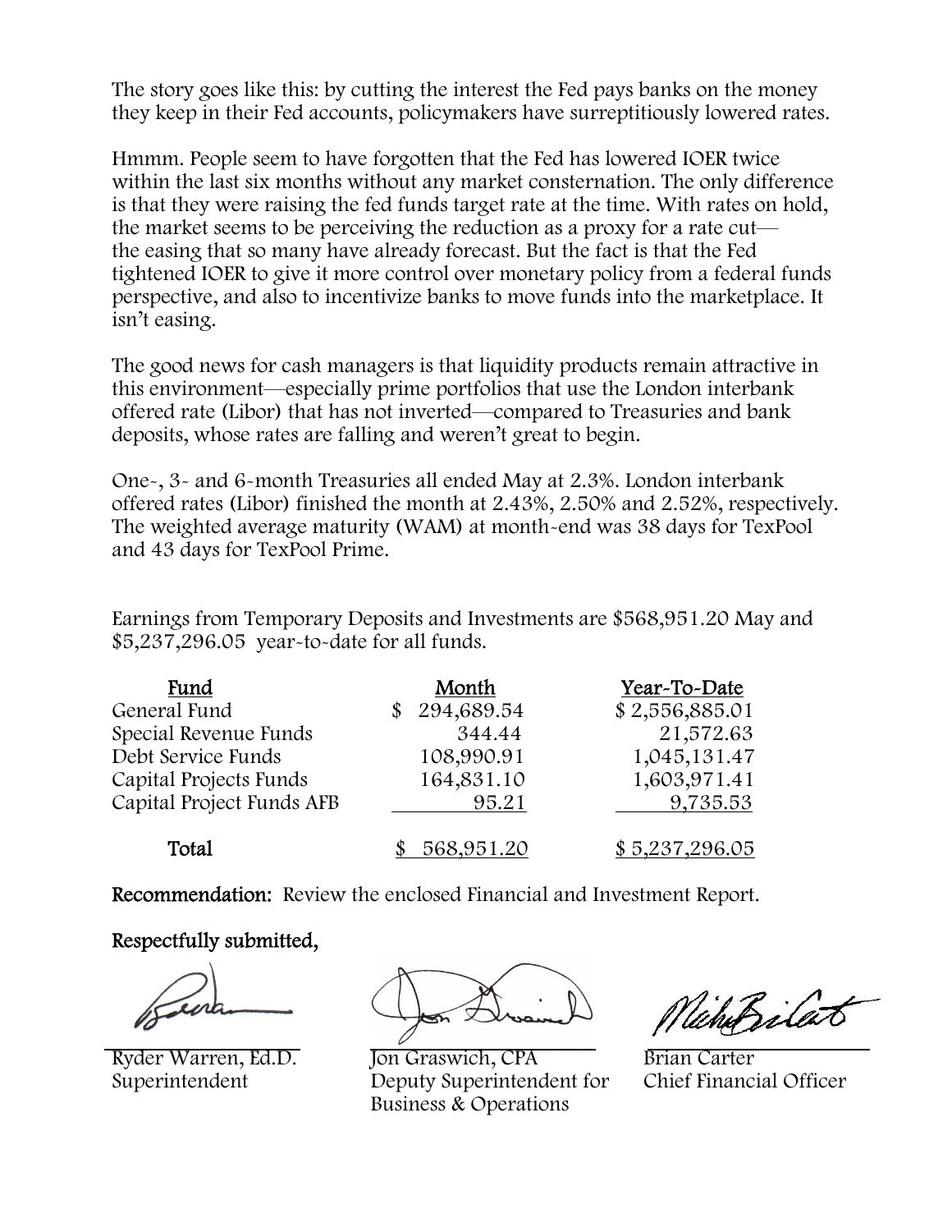The story goes like this: by cutting the interest the Fed pays banks on the money they keep in their Fed accounts, policymakers have surreptitiously lowered rates.

Hmmm. People seem to have forgotten that the Fed has lowered IOER twice within the last six months without any market consternation. The only difference is that they were raising the fed funds target rate at the time. With rates on hold, the market seems to be perceiving the reduction as a proxy for a rate cut—the easing that so many have already forecast. But the fact is that the Fed tightened IOER to give it more control over monetary policy from a federal funds perspective, and also to incentivize banks to move funds into the marketplace. It isn't easing.

The good news for cash managers is that liquidity products remain attractive in this environment—especially prime portfolios that use the London interbank offered rate (Libor) that has not inverted—compared to Treasuries and bank deposits, whose rates are falling and weren't great to begin.

One-, 3- and 6-month Treasuries all ended May at 2.3%. London interbank offered rates (Libor) finished the month at 2.43%, 2.50% and 2.52%, respectively. The weighted average maturity (WAM) at month-end was 38 days for TexPool and 43 days for TexPool Prime.

Earnings from Temporary Deposits and Investments are $568,951.20 May and $5,237,296.05 year-to-date for all funds.

| Fund | Month | Year-To-Date |
|---|---|---|
| General Fund | $ 294,689.54 | $ 2,556,885.01 |
| Special Revenue Funds | 344.44 | 21,572.63 |
| Debt Service Funds | 108,990.91 | 1,045,131.47 |
| Capital Projects Funds | 164,831.10 | 1,603,971.41 |
| Capital Project Funds AFB | 95.21 | 9,735.53 |
| **Total** | $ 568,951.20 | $ 5,237,296.05 |

**Recommendation:** Review the enclosed Financial and Investment Report.

**Respectfully submitted,**

Ryder Warren, Ed.D.
Superintendent

Jon Graswich, CPA
Deputy Superintendent for Business & Operations

Brian Carter
Chief Financial Officer